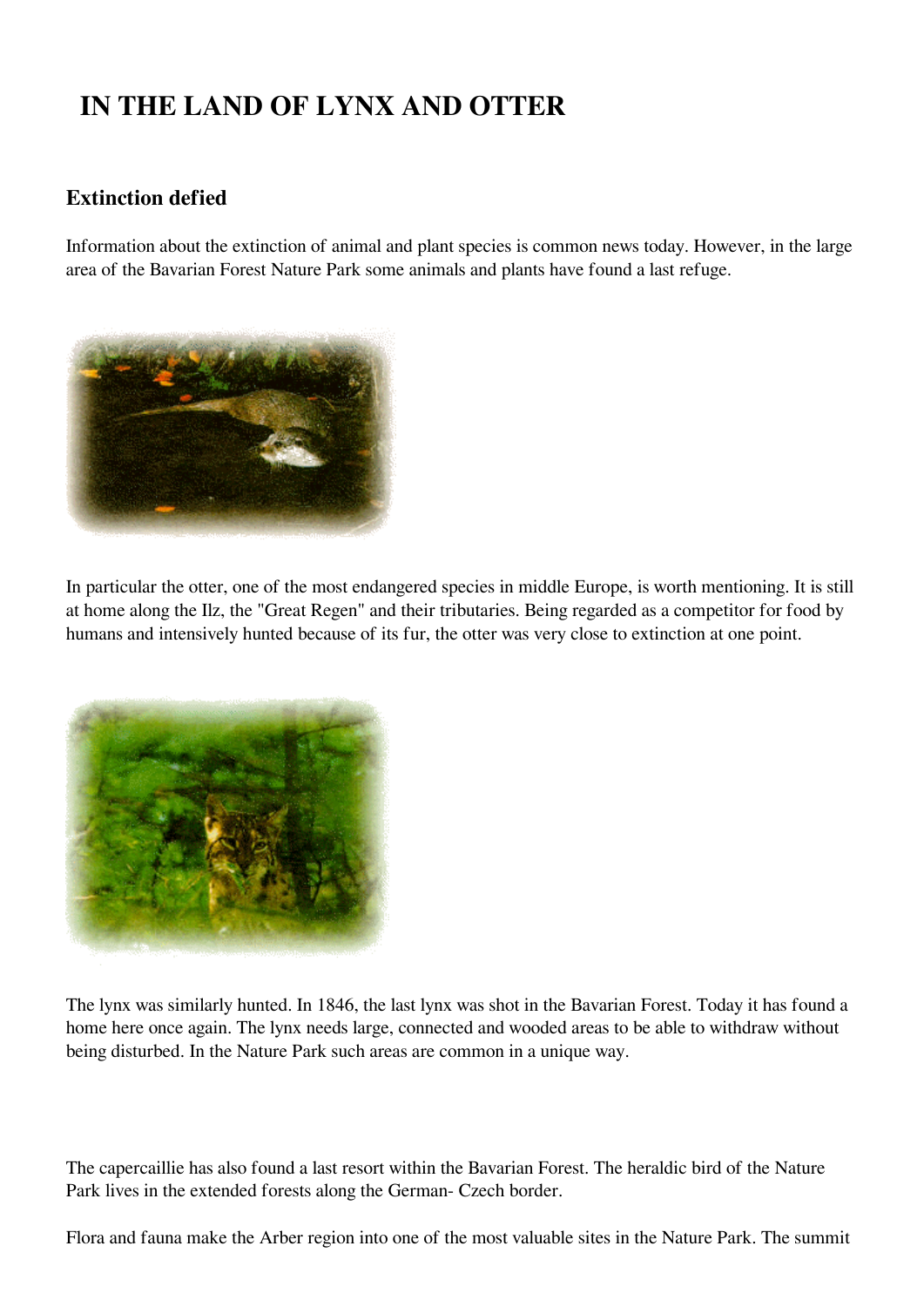# IN THE LAND OF LYNX AND OTTER

## Extinction defied

Information about the extinction of animal and plant species is common news today. However, in the large area of the Bavarian Forest Nature Park some animals and plants have found a last refuge.

In particular the otter, one of the most endangered species in middle Europe, is worth mentioning. It is still at home along the Ilz, the "Great Regen" and their tributaries. Being regarded as a competitor for food by humans and intensively hunted because of its fur, the otter was very close to extinction at one point.

The lynx was similarly hunted. In 1846, the last lynx was shot in the Bavarian Forest. Today it has found a home here once again. The lynx needs large, connected and wooded areas to be able to withdraw without being disturbed. In the Nature Park such areas are common in a unique way.

The capercaillie has also found a last resort within the Bavarian Forest. The heraldic bird of the Nature Park lives in the extended forests along the German- Czech border.

Flora and fauna make the Arber region into one of the most valuable sites in the Nature Park. The summit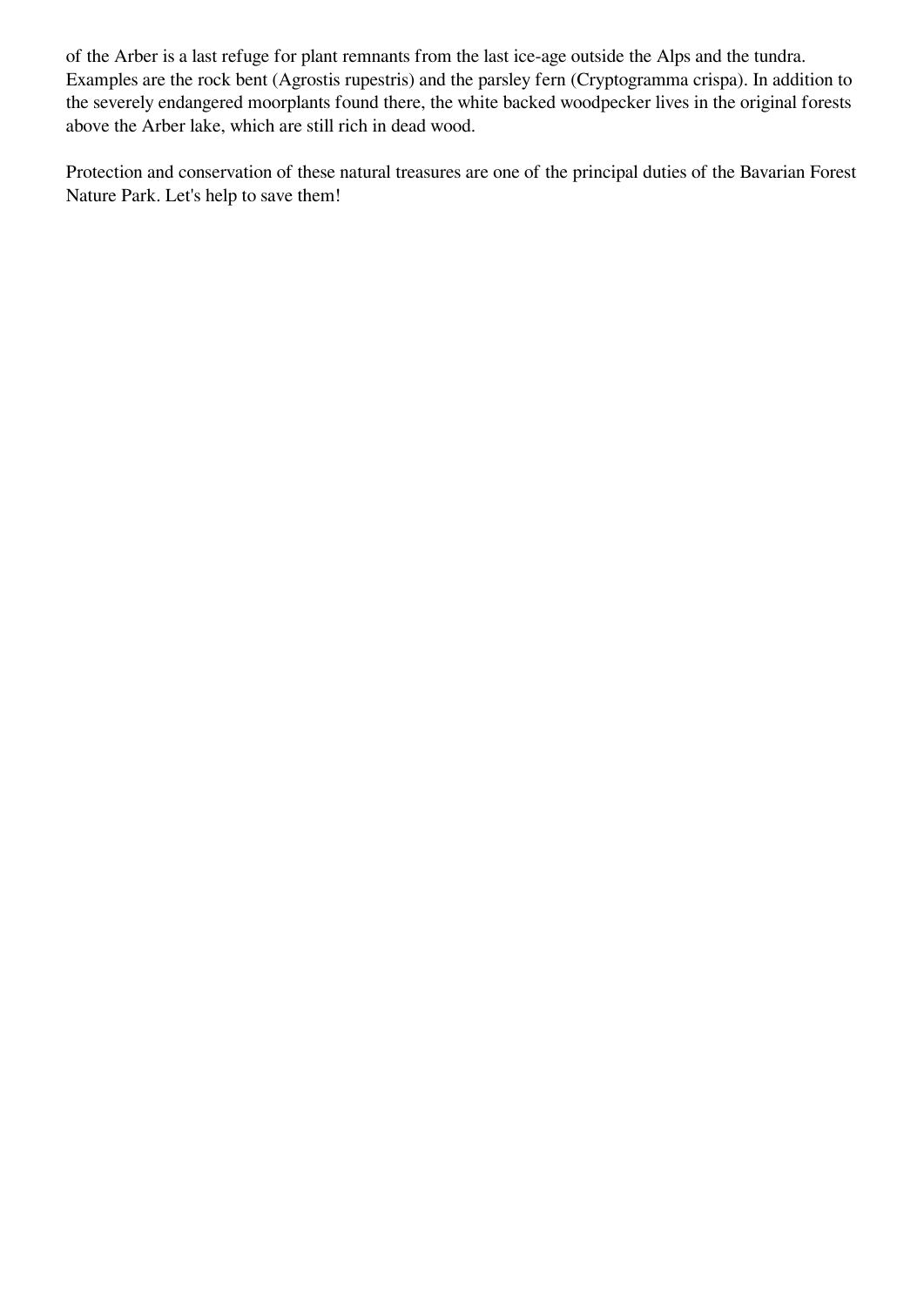of the Arber is a last refuge for plant remnants from the last ice-age outside the Alps and the tundra. Examples are the rock bent (Agrostis rupestris) and the parsley fern (Cryptogramma crispa). In addition to the severely endangered moorplants found there, the white backed woodpecker lives in the original forests above the Arber lake, which are still rich in dead wood.

Protection and conservation of these natural treasures are one of the principal duties of the Bavarian Forest Nature Park. Let's help to save them!